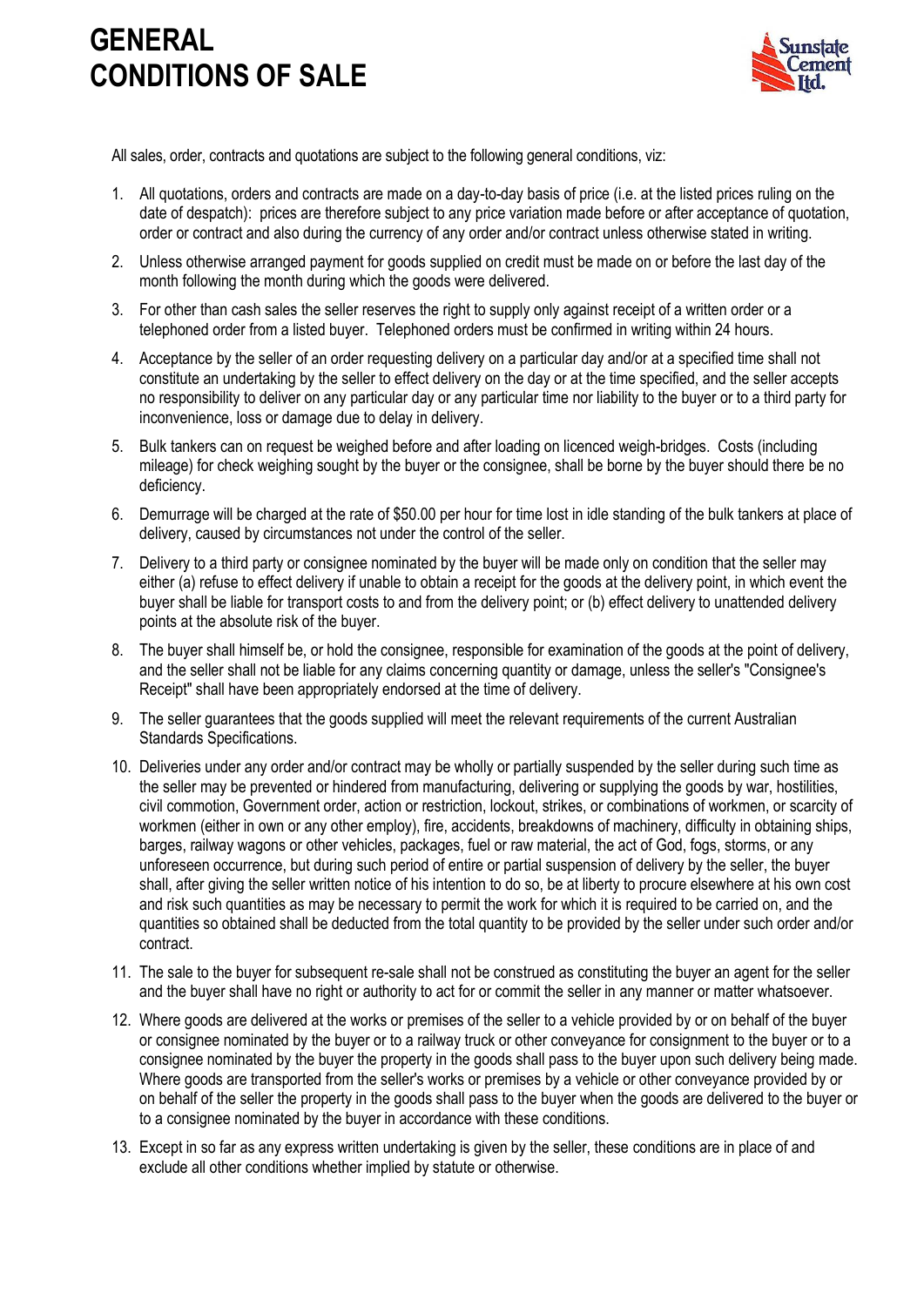# GENERAL CONDITIONS OF SALE

All sales, order, contracts and quotations are subject to the following general conditions, viz:

1. All quotations, orders and contracts are made on a day-to-day basis of price (i.e. at the listed prices ruling on the date of despatch): prices are therefore subject to any price variation made before or after acceptance of quotation, order or contract and also during the currency of any order and/or contract unless otherwise stated in writing.
2. Unless otherwise arranged payment for goods supplied on credit must be made on or before the last day of the month following the month during which the goods were delivered.
3. For other than cash sales the seller reserves the right to supply only against receipt of a written order or a telephoned order from a listed buyer. Telephoned orders must be confirmed in writing within 24 hours.
4. Acceptance by the seller of an order requesting delivery on a particular day and/or at a specified time shall not constitute an undertaking by the seller to effect delivery on the day or at the time specified, and the seller accepts no responsibility to deliver on any particular day or any particular time nor liability to the buyer or to a third party for inconvenience, loss or damage due to delay in delivery.
5. Bulk tankers can on request be weighed before and after loading on licenced weigh-bridges. Costs (including mileage) for check weighing sought by the buyer or the consignee, shall be borne by the buyer should there be no deficiency.
6. Demurrage will be charged at the rate of $50.00 per hour for time lost in idle standing of the bulk tankers at place of delivery, caused by circumstances not under the control of the seller.
7. Delivery to a third party or consignee nominated by the buyer will be made only on condition that the seller may either (a) refuse to effect delivery if unable to obtain a receipt for the goods at the delivery point, in which event the buyer shall be liable for transport costs to and from the delivery point; or (b) effect delivery to unattended delivery points at the absolute risk of the buyer.
8. The buyer shall himself be, or hold the consignee, responsible for examination of the goods at the point of delivery, and the seller shall not be liable for any claims concerning quantity or damage, unless the seller's "Consignee's Receipt" shall have been appropriately endorsed at the time of delivery.
9. The seller guarantees that the goods supplied will meet the relevant requirements of the current Australian Standards Specifications.
10. Deliveries under any order and/or contract may be wholly or partially suspended by the seller during such time as the seller may be prevented or hindered from manufacturing, delivering or supplying the goods by war, hostilities, civil commotion, Government order, action or restriction, lockout, strikes, or combinations of workmen, or scarcity of workmen (either in own or any other employ), fire, accidents, breakdowns of machinery, difficulty in obtaining ships, barges, railway wagons or other vehicles, packages, fuel or raw material, the act of God, fogs, storms, or any unforeseen occurrence, but during such period of entire or partial suspension of delivery by the seller, the buyer shall, after giving the seller written notice of his intention to do so, be at liberty to procure elsewhere at his own cost and risk such quantities as may be necessary to permit the work for which it is required to be carried on, and the quantities so obtained shall be deducted from the total quantity to be provided by the seller under such order and/or contract.
11. The sale to the buyer for subsequent re-sale shall not be construed as constituting the buyer an agent for the seller and the buyer shall have no right or authority to act for or commit the seller in any manner or matter whatsoever.
12. Where goods are delivered at the works or premises of the seller to a vehicle provided by or on behalf of the buyer or consignee nominated by the buyer or to a railway truck or other conveyance for consignment to the buyer or to a consignee nominated by the buyer the property in the goods shall pass to the buyer upon such delivery being made. Where goods are transported from the seller's works or premises by a vehicle or other conveyance provided by or on behalf of the seller the property in the goods shall pass to the buyer when the goods are delivered to the buyer or to a consignee nominated by the buyer in accordance with these conditions.
13. Except in so far as any express written undertaking is given by the seller, these conditions are in place of and exclude all other conditions whether implied by statute or otherwise.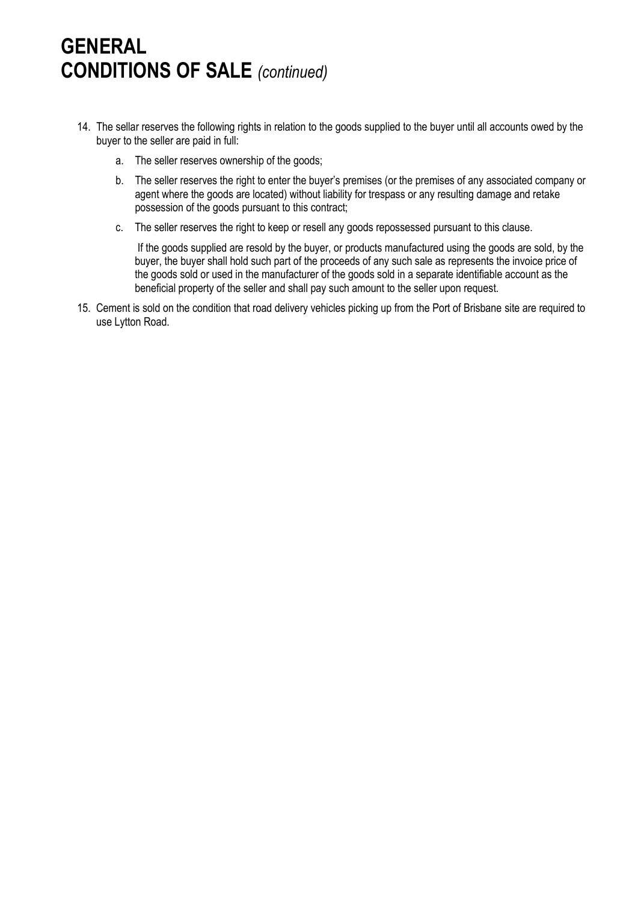# GENERAL CONDITIONS OF SALE *(continued)*

14. The sellar reserves the following rights in relation to the goods supplied to the buyer until all accounts owed by the buyer to the seller are paid in full:

    a. The seller reserves ownership of the goods;

    b. The seller reserves the right to enter the buyer's premises (or the premises of any associated company or agent where the goods are located) without liability for trespass or any resulting damage and retake possession of the goods pursuant to this contract;

    c. The seller reserves the right to keep or resell any goods repossessed pursuant to this clause.

    If the goods supplied are resold by the buyer, or products manufactured using the goods are sold, by the buyer, the buyer shall hold such part of the proceeds of any such sale as represents the invoice price of the goods sold or used in the manufacturer of the goods sold in a separate identifiable account as the beneficial property of the seller and shall pay such amount to the seller upon request.

15. Cement is sold on the condition that road delivery vehicles picking up from the Port of Brisbane site are required to use Lytton Road.